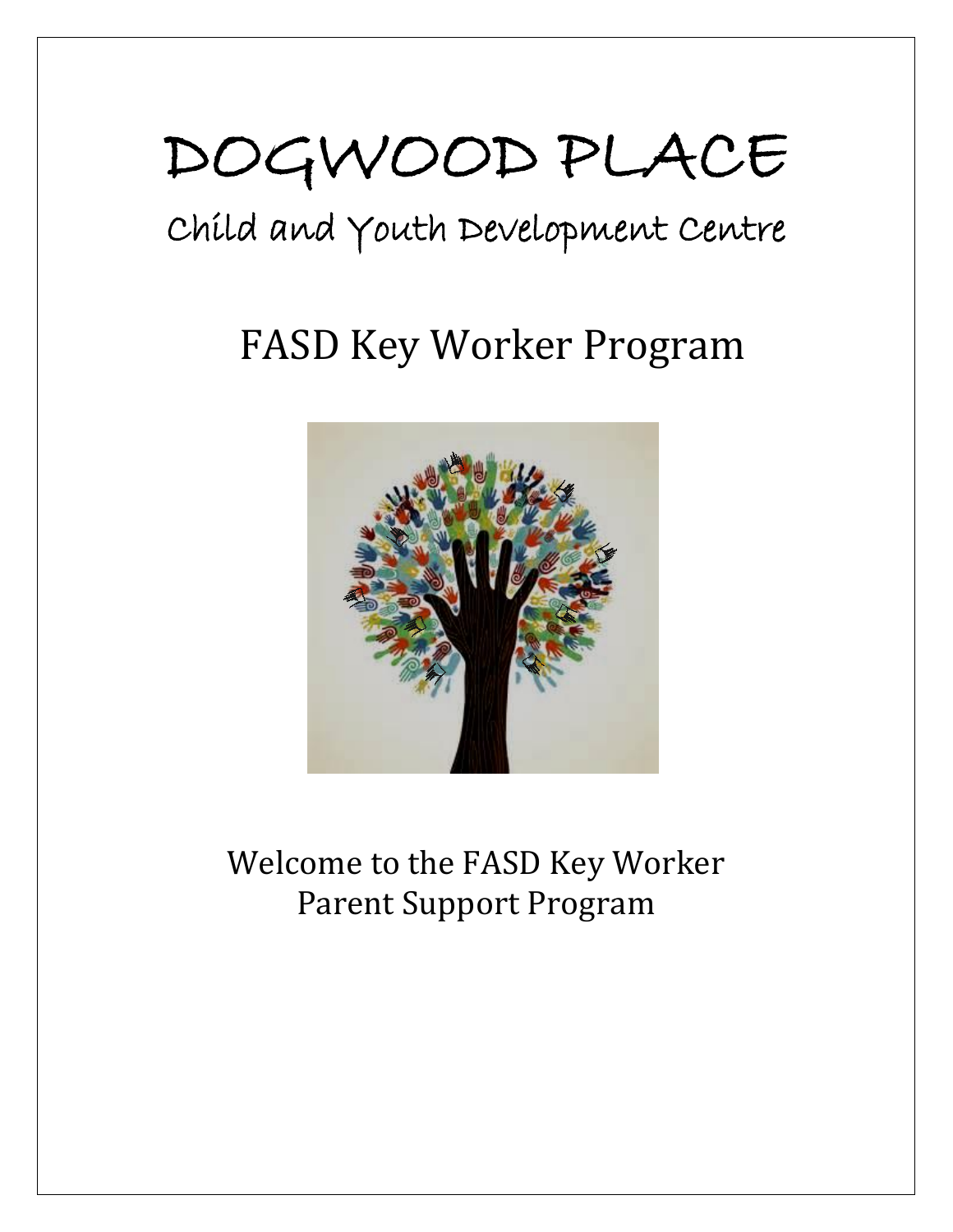# DOGWOOD PLACE

## Child and Youth Development Centre

## FASD Key Worker Program

Welcome to the FASD Key Worker Parent Support Program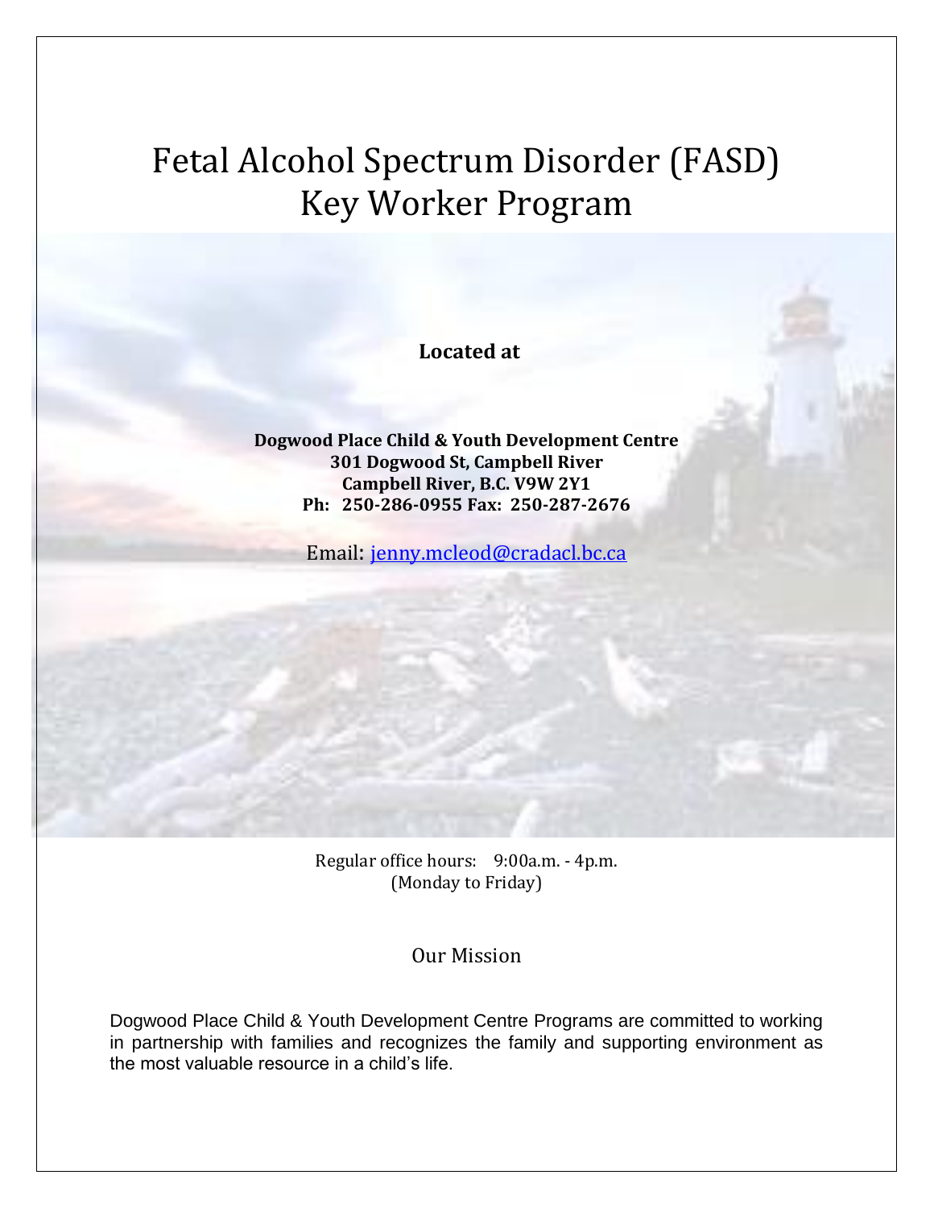# Fetal Alcohol Spectrum Disorder (FASD) Key Worker Program

**Located at**

**Dogwood Place Child & Youth Development Centre**
**301 Dogwood St, Campbell River**
**Campbell River, B.C. V9W 2Y1**
**Ph: 250-286-0955 Fax: 250-287-2676**

Email: jenny.mcleod@cradacl.bc.ca

Regular office hours: 9:00a.m. - 4p.m.
(Monday to Friday)

## Our Mission

Dogwood Place Child & Youth Development Centre Programs are committed to working in partnership with families and recognizes the family and supporting environment as the most valuable resource in a child's life.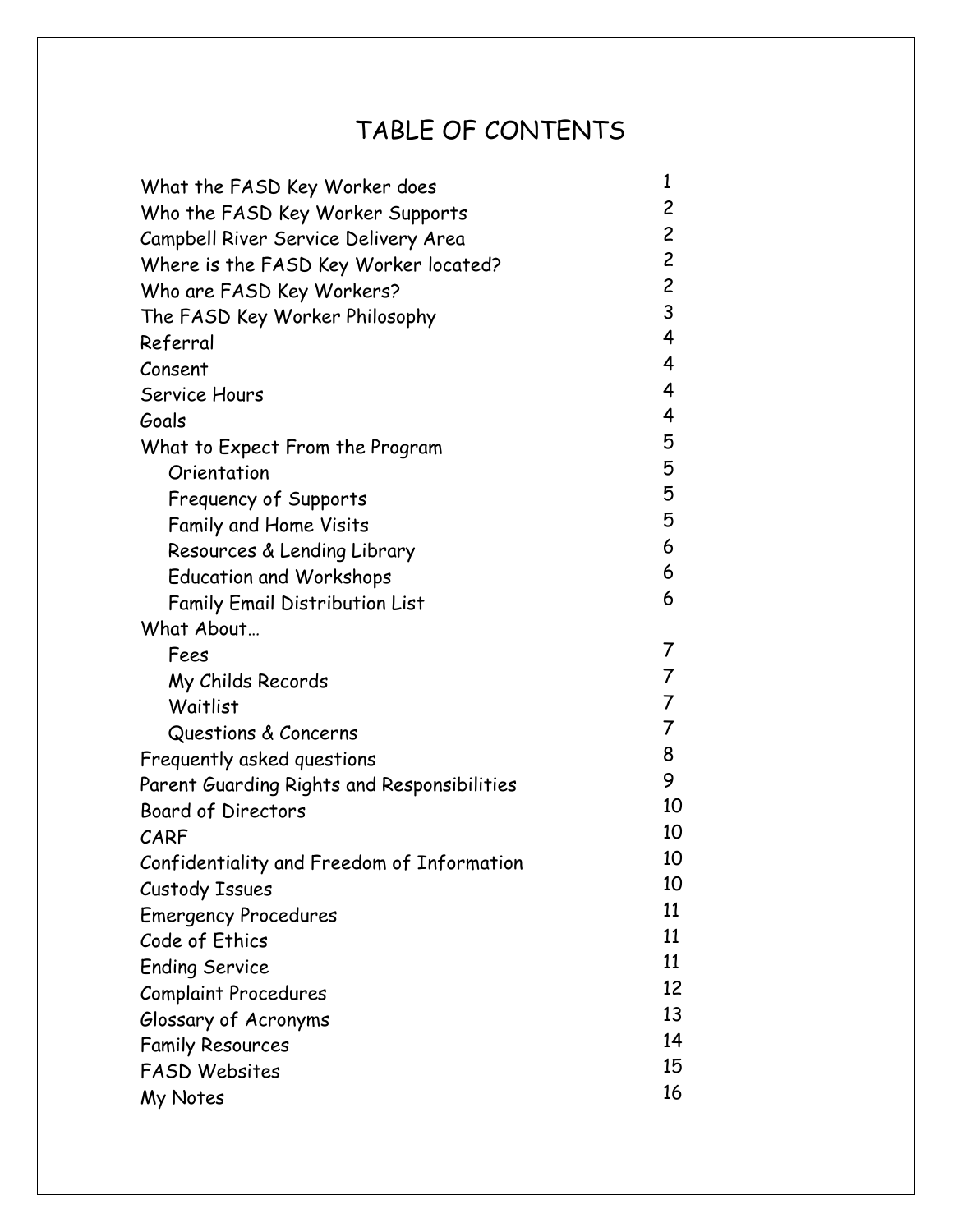# TABLE OF CONTENTS

| | |
|---|---|
| What the FASD Key Worker does | 1 |
| Who the FASD Key Worker Supports | 2 |
| Campbell River Service Delivery Area | 2 |
| Where is the FASD Key Worker located? | 2 |
| Who are FASD Key Workers? | 2 |
| The FASD Key Worker Philosophy | 3 |
| Referral | 4 |
| Consent | 4 |
| Service Hours | 4 |
| Goals | 4 |
| What to Expect From the Program | 5 |
| Orientation | 5 |
| Frequency of Supports | 5 |
| Family and Home Visits | 5 |
| Resources & Lending Library | 6 |
| Education and Workshops | 6 |
| Family Email Distribution List | 6 |
| What About… | |
| Fees | 7 |
| My Childs Records | 7 |
| Waitlist | 7 |
| Questions & Concerns | 7 |
| Frequently asked questions | 8 |
| Parent Guarding Rights and Responsibilities | 9 |
| Board of Directors | 10 |
| CARF | 10 |
| Confidentiality and Freedom of Information | 10 |
| Custody Issues | 10 |
| Emergency Procedures | 11 |
| Code of Ethics | 11 |
| Ending Service | 11 |
| Complaint Procedures | 12 |
| Glossary of Acronyms | 13 |
| Family Resources | 14 |
| FASD Websites | 15 |
| My Notes | 16 |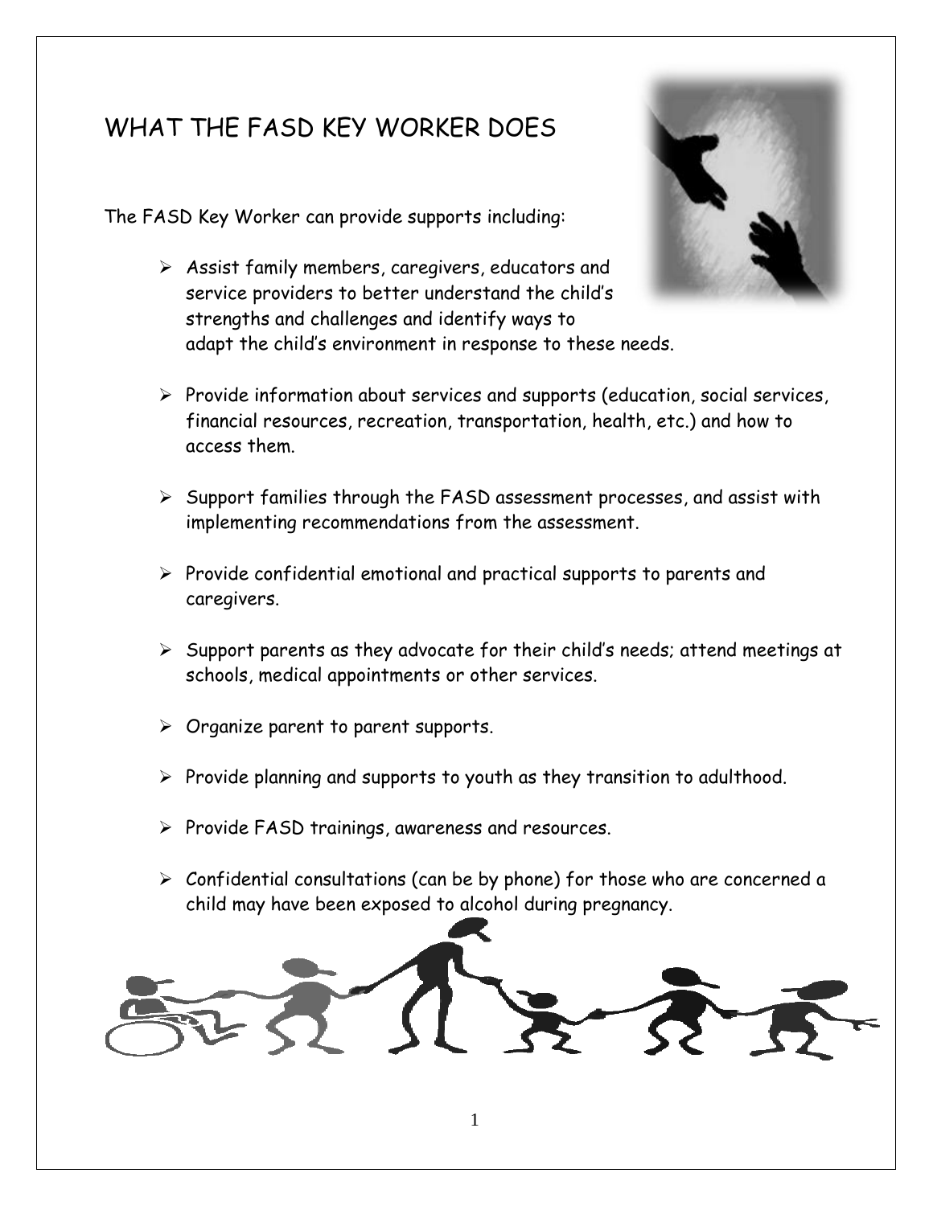# WHAT THE FASD KEY WORKER DOES

The FASD Key Worker can provide supports including:

- Assist family members, caregivers, educators and service providers to better understand the child's strengths and challenges and identify ways to adapt the child's environment in response to these needs.
- Provide information about services and supports (education, social services, financial resources, recreation, transportation, health, etc.) and how to access them.
- Support families through the FASD assessment processes, and assist with implementing recommendations from the assessment.
- Provide confidential emotional and practical supports to parents and caregivers.
- Support parents as they advocate for their child's needs; attend meetings at schools, medical appointments or other services.
- Organize parent to parent supports.
- Provide planning and supports to youth as they transition to adulthood.
- Provide FASD trainings, awareness and resources.
- Confidential consultations (can be by phone) for those who are concerned a child may have been exposed to alcohol during pregnancy.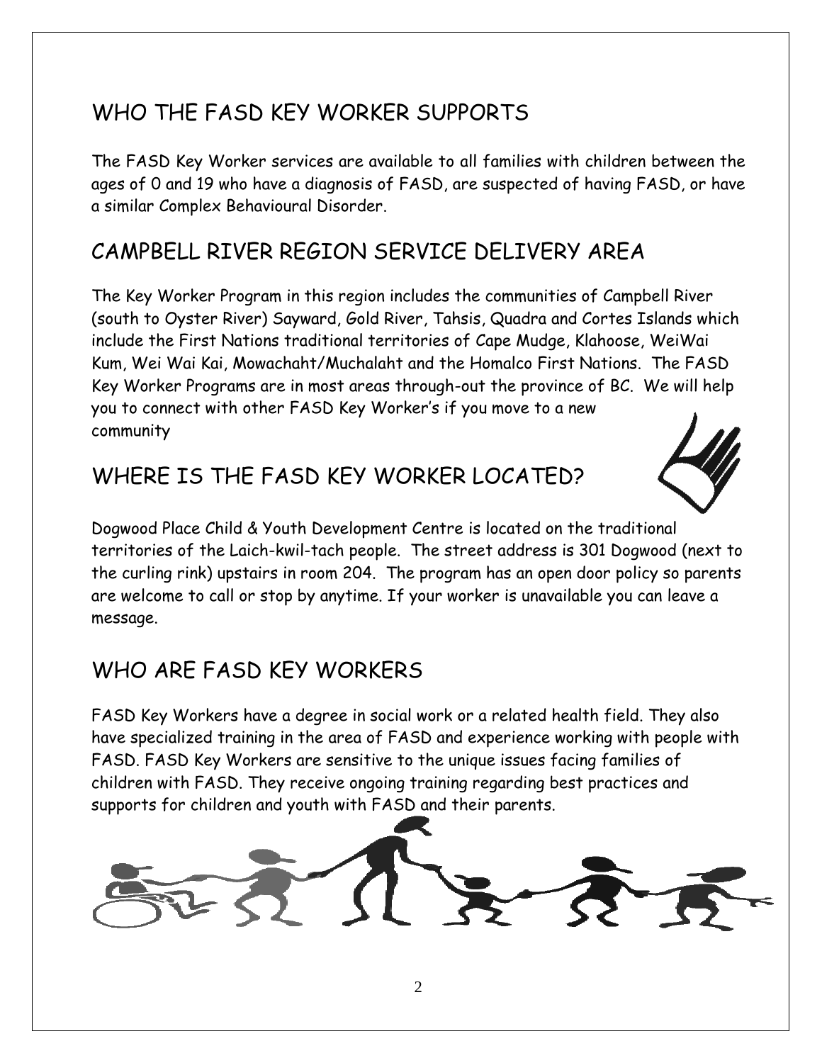## WHO THE FASD KEY WORKER SUPPORTS

The FASD Key Worker services are available to all families with children between the ages of 0 and 19 who have a diagnosis of FASD, are suspected of having FASD, or have a similar Complex Behavioural Disorder.

## CAMPBELL RIVER REGION SERVICE DELIVERY AREA

The Key Worker Program in this region includes the communities of Campbell River (south to Oyster River) Sayward, Gold River, Tahsis, Quadra and Cortes Islands which include the First Nations traditional territories of Cape Mudge, Klahoose, WeiWai Kum, Wei Wai Kai, Mowachaht/Muchalaht and the Homalco First Nations. The FASD Key Worker Programs are in most areas through-out the province of BC. We will help you to connect with other FASD Key Worker's if you move to a new community

## WHERE IS THE FASD KEY WORKER LOCATED?

Dogwood Place Child & Youth Development Centre is located on the traditional territories of the Laich-kwil-tach people. The street address is 301 Dogwood (next to the curling rink) upstairs in room 204. The program has an open door policy so parents are welcome to call or stop by anytime. If your worker is unavailable you can leave a message.

## WHO ARE FASD KEY WORKERS

FASD Key Workers have a degree in social work or a related health field. They also have specialized training in the area of FASD and experience working with people with FASD. FASD Key Workers are sensitive to the unique issues facing families of children with FASD. They receive ongoing training regarding best practices and supports for children and youth with FASD and their parents.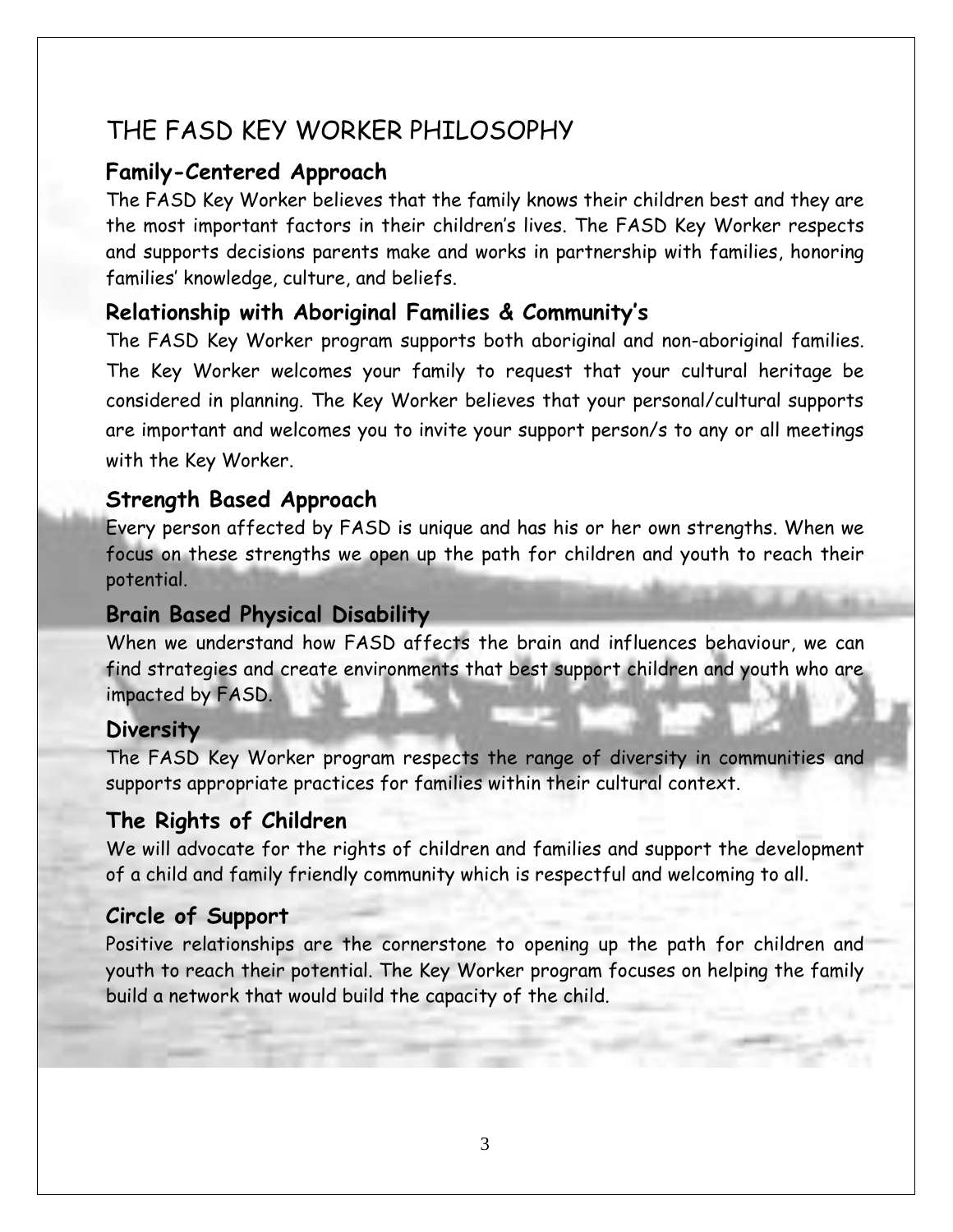# THE FASD KEY WORKER PHILOSOPHY

## Family-Centered Approach

The FASD Key Worker believes that the family knows their children best and they are the most important factors in their children's lives. The FASD Key Worker respects and supports decisions parents make and works in partnership with families, honoring families' knowledge, culture, and beliefs.

## Relationship with Aboriginal Families & Community's

The FASD Key Worker program supports both aboriginal and non-aboriginal families. The Key Worker welcomes your family to request that your cultural heritage be considered in planning. The Key Worker believes that your personal/cultural supports are important and welcomes you to invite your support person/s to any or all meetings with the Key Worker.

## Strength Based Approach

Every person affected by FASD is unique and has his or her own strengths. When we focus on these strengths we open up the path for children and youth to reach their potential.

## Brain Based Physical Disability

When we understand how FASD affects the brain and influences behaviour, we can find strategies and create environments that best support children and youth who are impacted by FASD.

## Diversity

The FASD Key Worker program respects the range of diversity in communities and supports appropriate practices for families within their cultural context.

## The Rights of Children

We will advocate for the rights of children and families and support the development of a child and family friendly community which is respectful and welcoming to all.

## Circle of Support

Positive relationships are the cornerstone to opening up the path for children and youth to reach their potential. The Key Worker program focuses on helping the family build a network that would build the capacity of the child.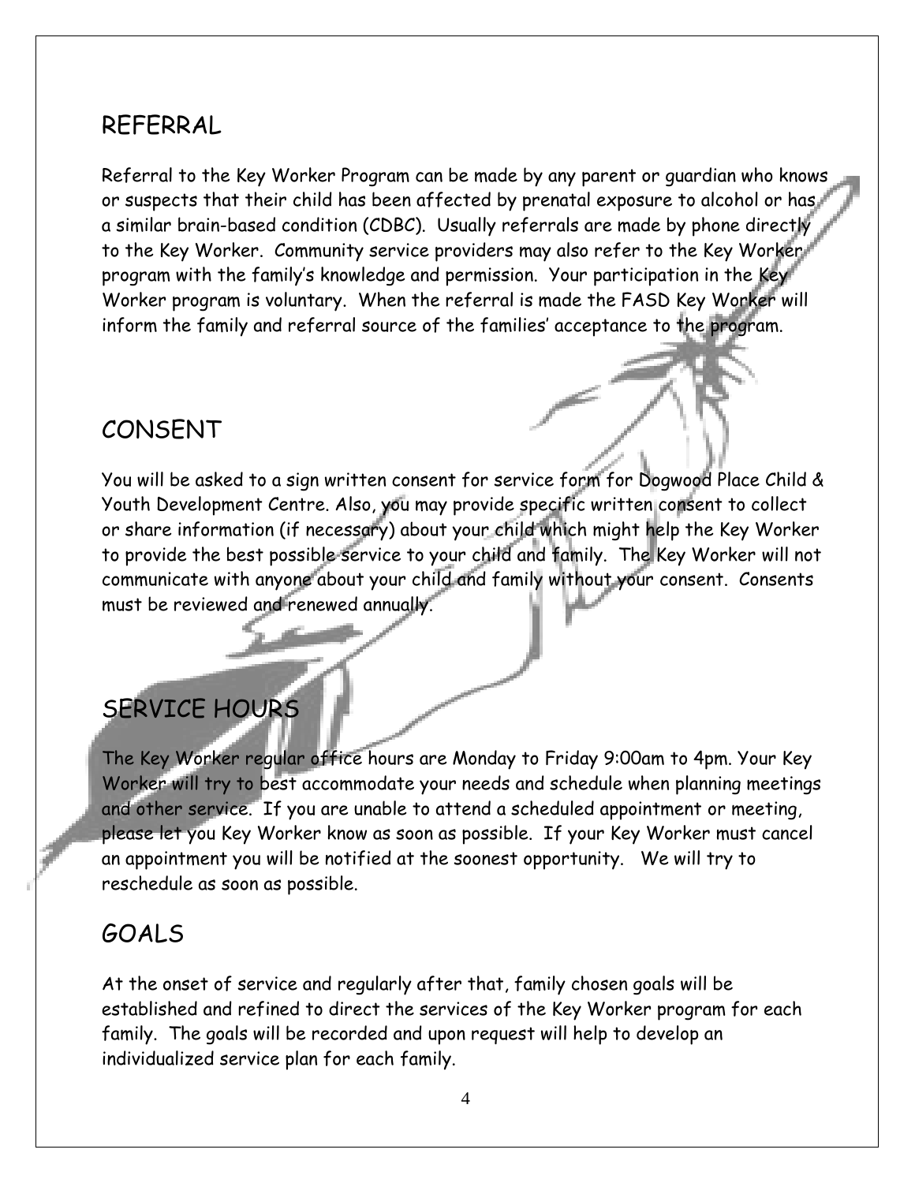## REFERRAL

Referral to the Key Worker Program can be made by any parent or guardian who knows or suspects that their child has been affected by prenatal exposure to alcohol or has a similar brain-based condition (CDBC). Usually referrals are made by phone directly to the Key Worker. Community service providers may also refer to the Key Worker program with the family's knowledge and permission. Your participation in the Key Worker program is voluntary. When the referral is made the FASD Key Worker will inform the family and referral source of the families' acceptance to the program.

## CONSENT

You will be asked to a sign written consent for service form for Dogwood Place Child & Youth Development Centre. Also, you may provide specific written consent to collect or share information (if necessary) about your child which might help the Key Worker to provide the best possible service to your child and family. The Key Worker will not communicate with anyone about your child and family without your consent. Consents must be reviewed and renewed annually.

## SERVICE HOURS

The Key Worker regular office hours are Monday to Friday 9:00am to 4pm. Your Key Worker will try to best accommodate your needs and schedule when planning meetings and other service. If you are unable to attend a scheduled appointment or meeting, please let you Key Worker know as soon as possible. If your Key Worker must cancel an appointment you will be notified at the soonest opportunity. We will try to reschedule as soon as possible.

## GOALS

At the onset of service and regularly after that, family chosen goals will be established and refined to direct the services of the Key Worker program for each family. The goals will be recorded and upon request will help to develop an individualized service plan for each family.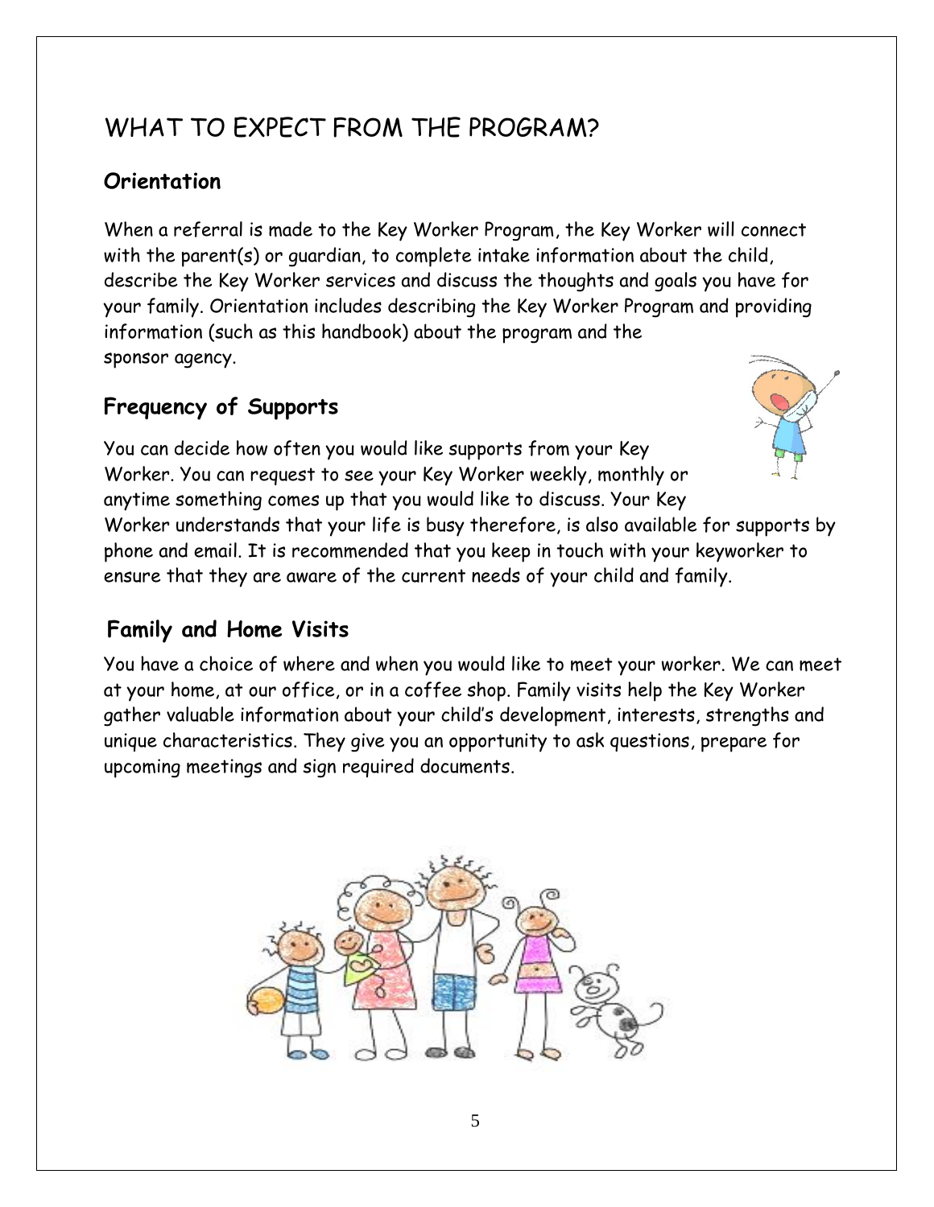# WHAT TO EXPECT FROM THE PROGRAM?

## Orientation

When a referral is made to the Key Worker Program, the Key Worker will connect with the parent(s) or guardian, to complete intake information about the child, describe the Key Worker services and discuss the thoughts and goals you have for your family. Orientation includes describing the Key Worker Program and providing information (such as this handbook) about the program and the sponsor agency.

## Frequency of Supports

You can decide how often you would like supports from your Key Worker. You can request to see your Key Worker weekly, monthly or anytime something comes up that you would like to discuss. Your Key Worker understands that your life is busy therefore, is also available for supports by phone and email. It is recommended that you keep in touch with your keyworker to ensure that they are aware of the current needs of your child and family.

## Family and Home Visits

You have a choice of where and when you would like to meet your worker. We can meet at your home, at our office, or in a coffee shop. Family visits help the Key Worker gather valuable information about your child's development, interests, strengths and unique characteristics. They give you an opportunity to ask questions, prepare for upcoming meetings and sign required documents.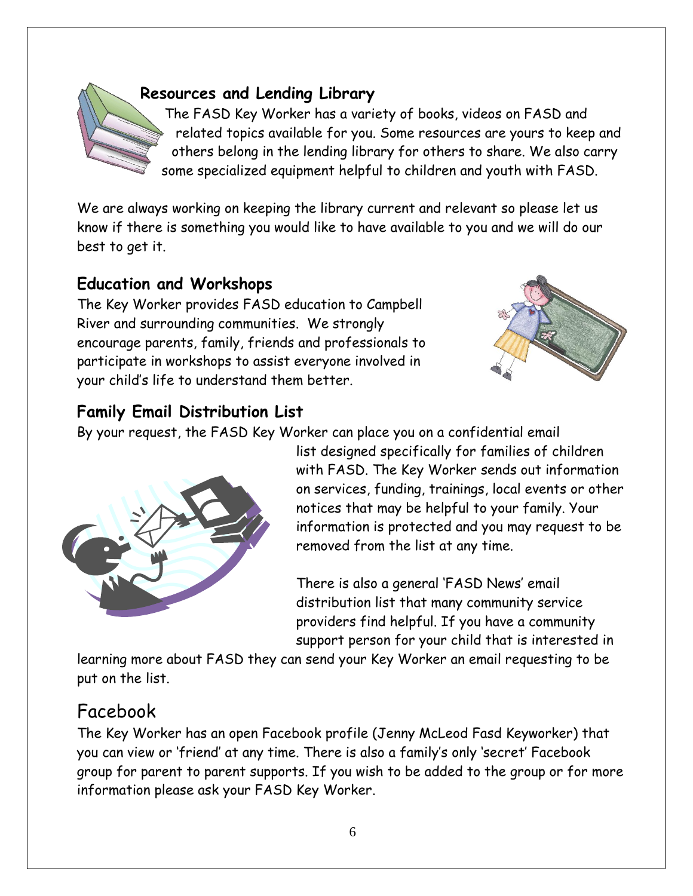## Resources and Lending Library

The FASD Key Worker has a variety of books, videos on FASD and related topics available for you. Some resources are yours to keep and others belong in the lending library for others to share. We also carry some specialized equipment helpful to children and youth with FASD.

We are always working on keeping the library current and relevant so please let us know if there is something you would like to have available to you and we will do our best to get it.

## Education and Workshops

The Key Worker provides FASD education to Campbell River and surrounding communities. We strongly encourage parents, family, friends and professionals to participate in workshops to assist everyone involved in your child's life to understand them better.

## Family Email Distribution List

By your request, the FASD Key Worker can place you on a confidential email list designed specifically for families of children with FASD. The Key Worker sends out information on services, funding, trainings, local events or other notices that may be helpful to your family. Your information is protected and you may request to be removed from the list at any time.

There is also a general 'FASD News' email distribution list that many community service providers find helpful. If you have a community support person for your child that is interested in learning more about FASD they can send your Key Worker an email requesting to be put on the list.

## Facebook

The Key Worker has an open Facebook profile (Jenny McLeod Fasd Keyworker) that you can view or 'friend' at any time. There is also a family's only 'secret' Facebook group for parent to parent supports. If you wish to be added to the group or for more information please ask your FASD Key Worker.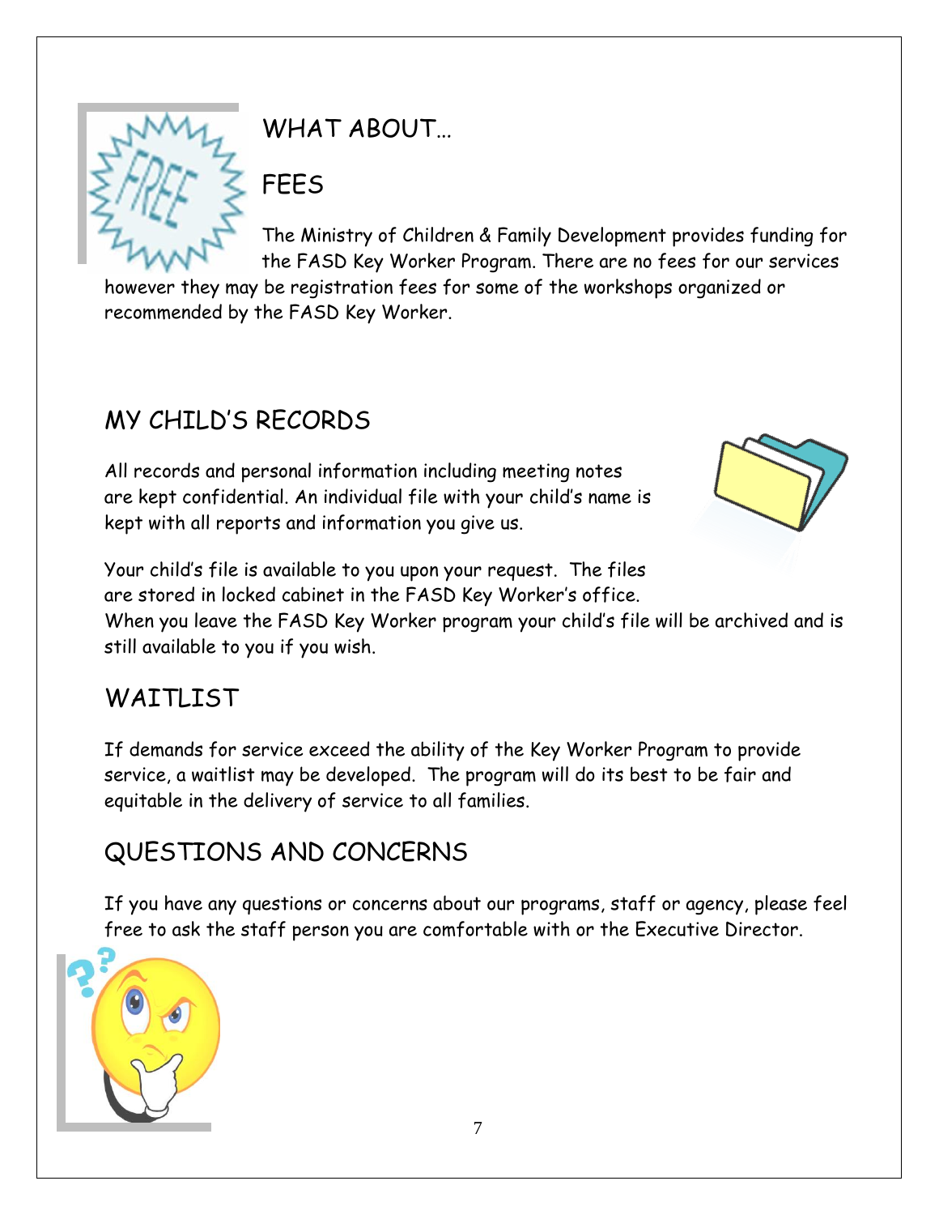# WHAT ABOUT…

## FEES

The Ministry of Children & Family Development provides funding for the FASD Key Worker Program. There are no fees for our services however they may be registration fees for some of the workshops organized or recommended by the FASD Key Worker.

## MY CHILD'S RECORDS

All records and personal information including meeting notes are kept confidential. An individual file with your child's name is kept with all reports and information you give us.

Your child's file is available to you upon your request. The files are stored in locked cabinet in the FASD Key Worker's office. When you leave the FASD Key Worker program your child's file will be archived and is still available to you if you wish.

## WAITLIST

If demands for service exceed the ability of the Key Worker Program to provide service, a waitlist may be developed. The program will do its best to be fair and equitable in the delivery of service to all families.

## QUESTIONS AND CONCERNS

If you have any questions or concerns about our programs, staff or agency, please feel free to ask the staff person you are comfortable with or the Executive Director.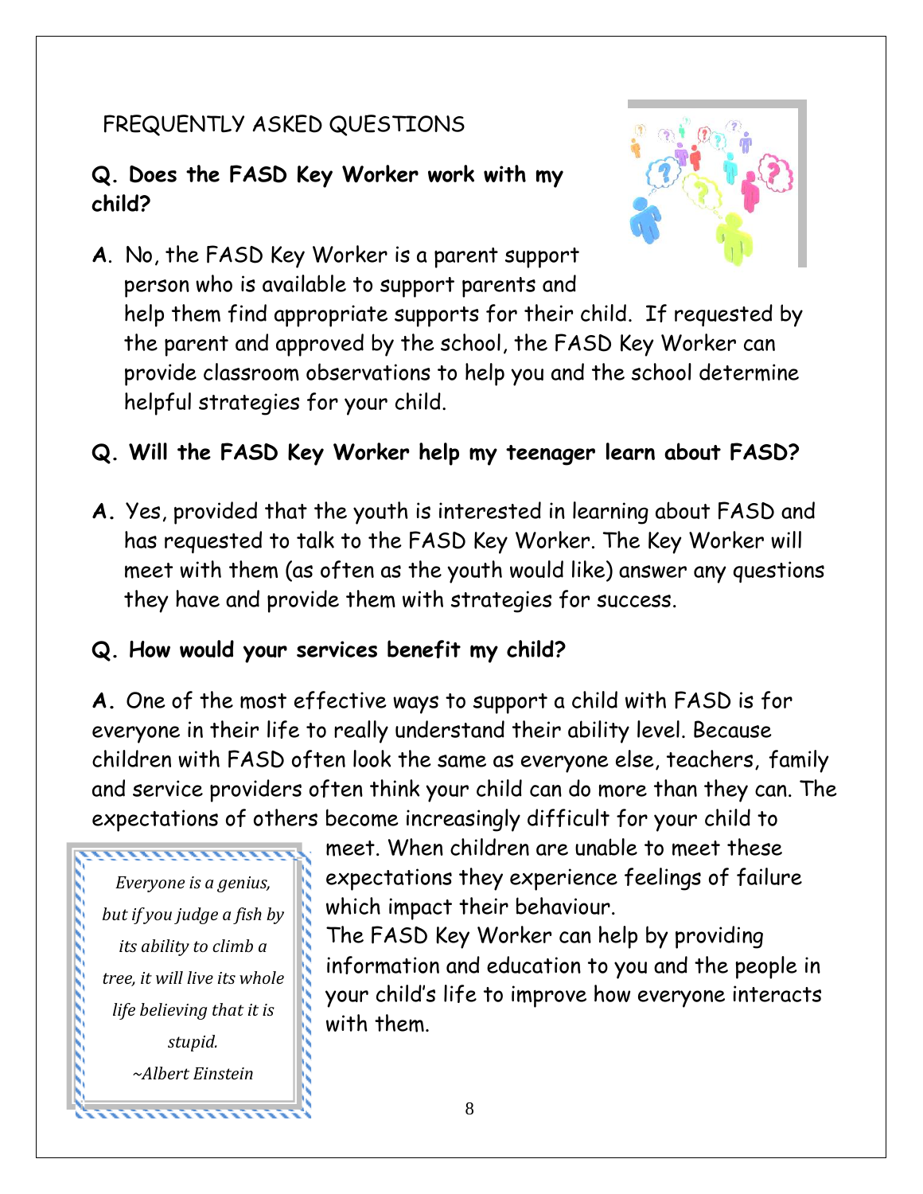## FREQUENTLY ASKED QUESTIONS

**Q. Does the FASD Key Worker work with my child?**

**A**. No, the FASD Key Worker is a parent support person who is available to support parents and help them find appropriate supports for their child. If requested by the parent and approved by the school, the FASD Key Worker can provide classroom observations to help you and the school determine helpful strategies for your child.

**Q. Will the FASD Key Worker help my teenager learn about FASD?**

**A.** Yes, provided that the youth is interested in learning about FASD and has requested to talk to the FASD Key Worker. The Key Worker will meet with them (as often as the youth would like) answer any questions they have and provide them with strategies for success.

**Q. How would your services benefit my child?**

**A.** One of the most effective ways to support a child with FASD is for everyone in their life to really understand their ability level. Because children with FASD often look the same as everyone else, teachers, family and service providers often think your child can do more than they can. The expectations of others become increasingly difficult for your child to meet. When children are unable to meet these expectations they experience feelings of failure which impact their behaviour.

The FASD Key Worker can help by providing information and education to you and the people in your child's life to improve how everyone interacts with them.

> *Everyone is a genius, but if you judge a fish by its ability to climb a tree, it will live its whole life believing that it is stupid.*
>
> *~Albert Einstein*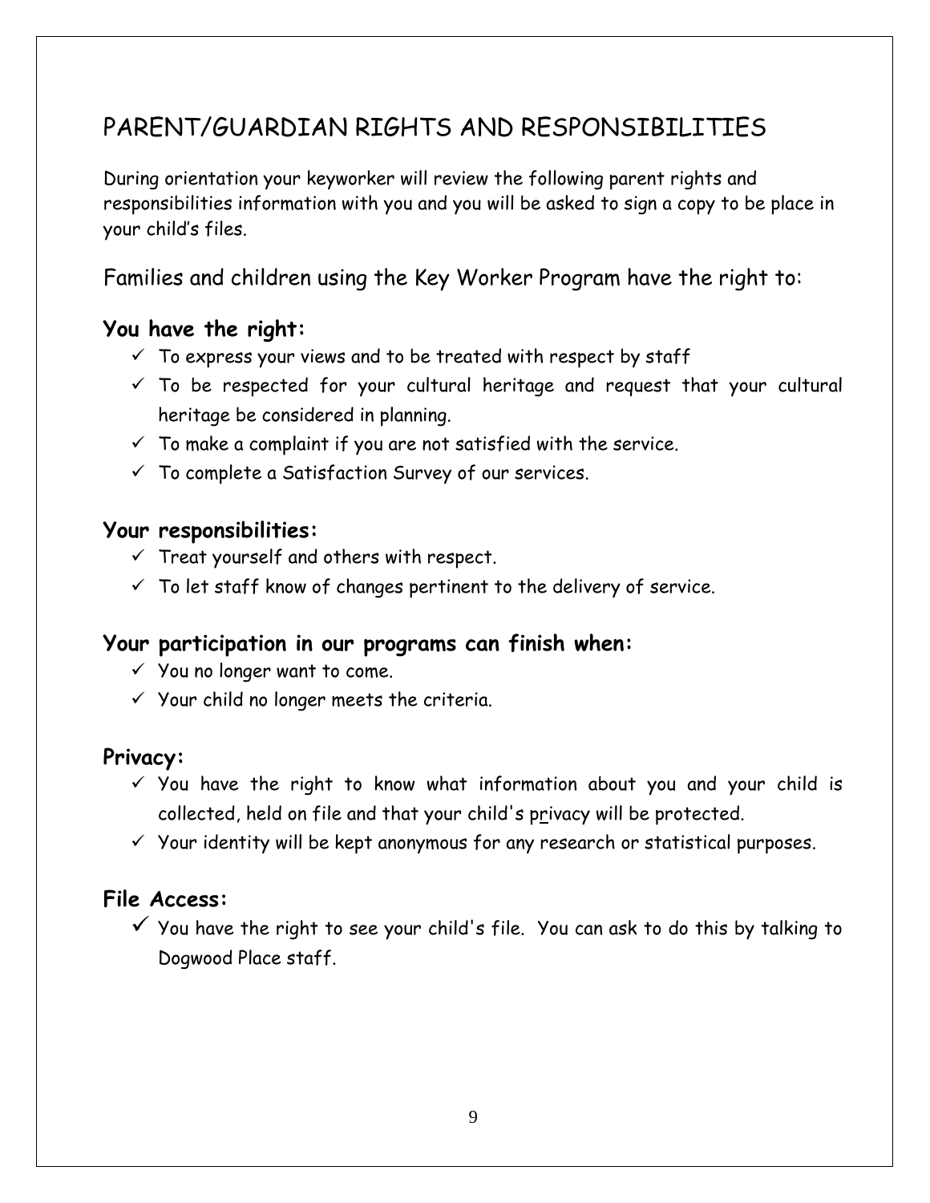# PARENT/GUARDIAN RIGHTS AND RESPONSIBILITIES

During orientation your keyworker will review the following parent rights and responsibilities information with you and you will be asked to sign a copy to be place in your child's files.

Families and children using the Key Worker Program have the right to:

### You have the right:

- ✓ To express your views and to be treated with respect by staff
- ✓ To be respected for your cultural heritage and request that your cultural heritage be considered in planning.
- ✓ To make a complaint if you are not satisfied with the service.
- ✓ To complete a Satisfaction Survey of our services.

### Your responsibilities:

- ✓ Treat yourself and others with respect.
- ✓ To let staff know of changes pertinent to the delivery of service.

### Your participation in our programs can finish when:

- ✓ You no longer want to come.
- ✓ Your child no longer meets the criteria.

### Privacy:

- ✓ You have the right to know what information about you and your child is collected, held on file and that your child's privacy will be protected.
- ✓ Your identity will be kept anonymous for any research or statistical purposes.

### File Access:

- ✓ You have the right to see your child's file. You can ask to do this by talking to Dogwood Place staff.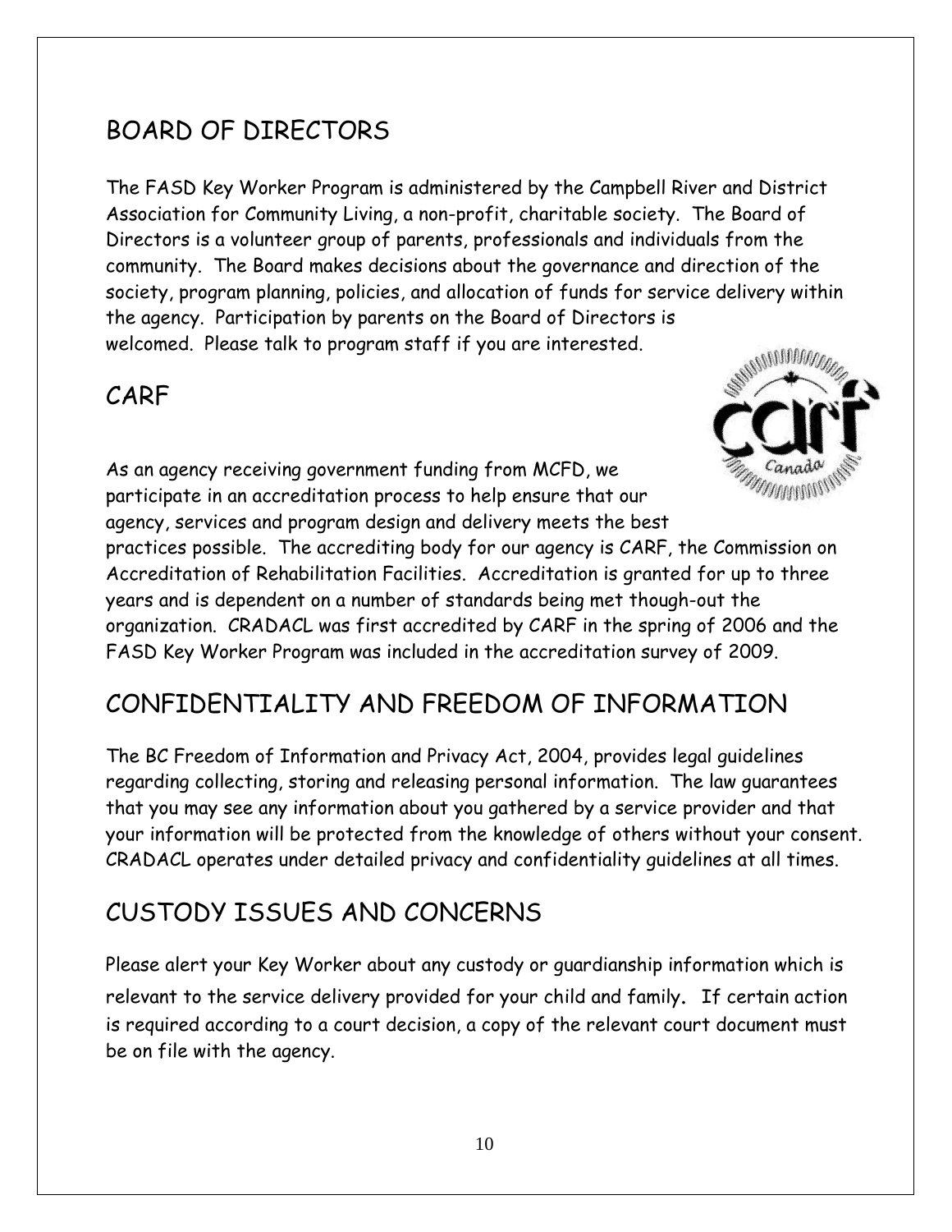## BOARD OF DIRECTORS

The FASD Key Worker Program is administered by the Campbell River and District Association for Community Living, a non-profit, charitable society. The Board of Directors is a volunteer group of parents, professionals and individuals from the community. The Board makes decisions about the governance and direction of the society, program planning, policies, and allocation of funds for service delivery within the agency. Participation by parents on the Board of Directors is welcomed. Please talk to program staff if you are interested.

## CARF

As an agency receiving government funding from MCFD, we participate in an accreditation process to help ensure that our agency, services and program design and delivery meets the best practices possible. The accrediting body for our agency is CARF, the Commission on Accreditation of Rehabilitation Facilities. Accreditation is granted for up to three years and is dependent on a number of standards being met though-out the organization. CRADACL was first accredited by CARF in the spring of 2006 and the FASD Key Worker Program was included in the accreditation survey of 2009.

## CONFIDENTIALITY AND FREEDOM OF INFORMATION

The BC Freedom of Information and Privacy Act, 2004, provides legal guidelines regarding collecting, storing and releasing personal information. The law guarantees that you may see any information about you gathered by a service provider and that your information will be protected from the knowledge of others without your consent. CRADACL operates under detailed privacy and confidentiality guidelines at all times.

## CUSTODY ISSUES AND CONCERNS

Please alert your Key Worker about any custody or guardianship information which is relevant to the service delivery provided for your child and family. If certain action is required according to a court decision, a copy of the relevant court document must be on file with the agency.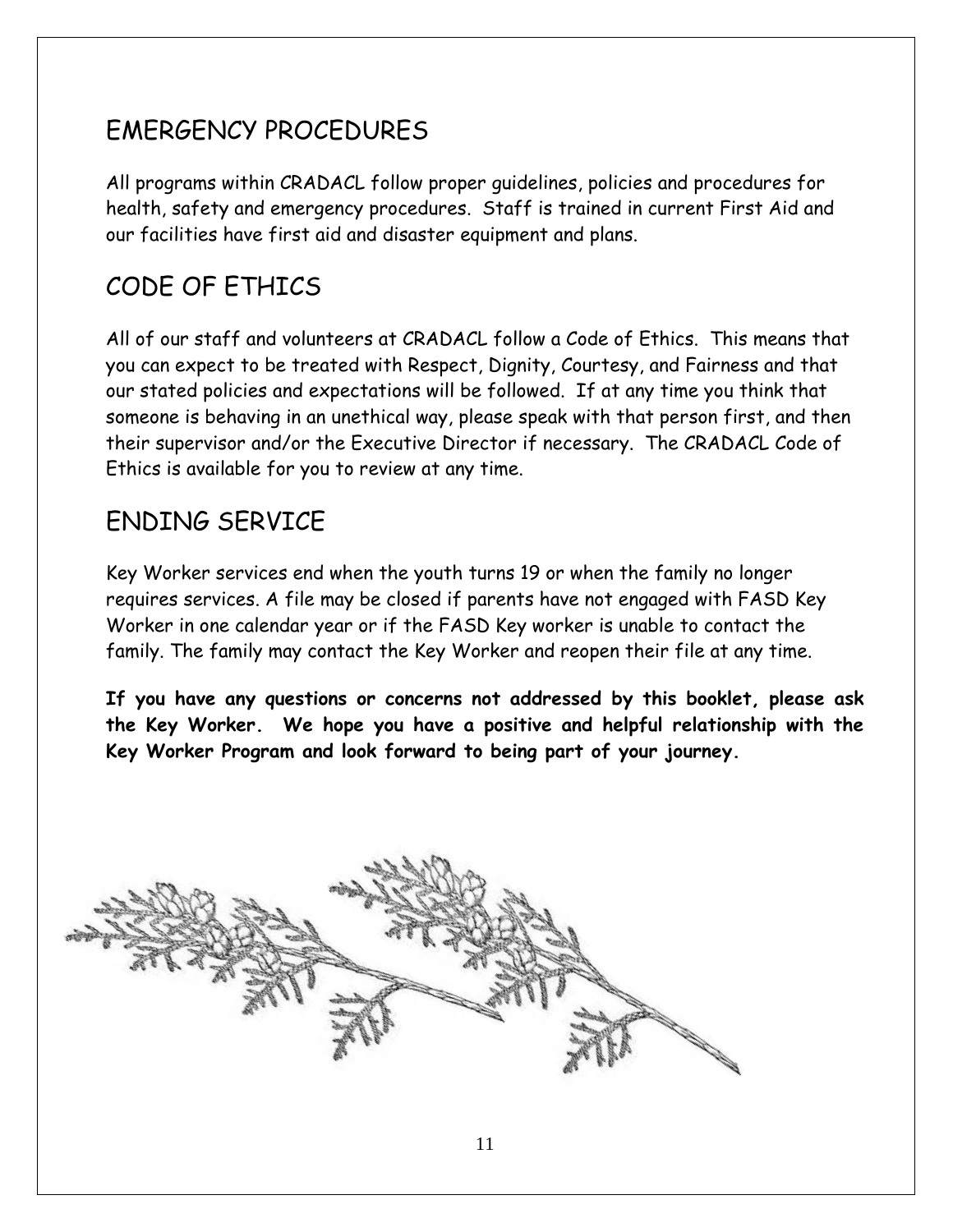## EMERGENCY PROCEDURES

All programs within CRADACL follow proper guidelines, policies and procedures for health, safety and emergency procedures. Staff is trained in current First Aid and our facilities have first aid and disaster equipment and plans.

## CODE OF ETHICS

All of our staff and volunteers at CRADACL follow a Code of Ethics. This means that you can expect to be treated with Respect, Dignity, Courtesy, and Fairness and that our stated policies and expectations will be followed. If at any time you think that someone is behaving in an unethical way, please speak with that person first, and then their supervisor and/or the Executive Director if necessary. The CRADACL Code of Ethics is available for you to review at any time.

## ENDING SERVICE

Key Worker services end when the youth turns 19 or when the family no longer requires services. A file may be closed if parents have not engaged with FASD Key Worker in one calendar year or if the FASD Key worker is unable to contact the family. The family may contact the Key Worker and reopen their file at any time.

**If you have any questions or concerns not addressed by this booklet, please ask the Key Worker. We hope you have a positive and helpful relationship with the Key Worker Program and look forward to being part of your journey.**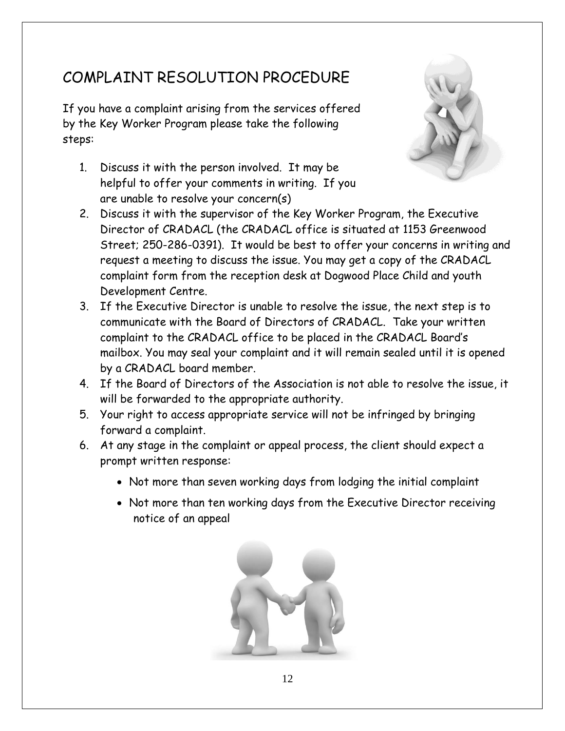# COMPLAINT RESOLUTION PROCEDURE

If you have a complaint arising from the services offered by the Key Worker Program please take the following steps:

1. Discuss it with the person involved. It may be helpful to offer your comments in writing. If you are unable to resolve your concern(s)
2. Discuss it with the supervisor of the Key Worker Program, the Executive Director of CRADACL (the CRADACL office is situated at 1153 Greenwood Street; 250-286-0391). It would be best to offer your concerns in writing and request a meeting to discuss the issue. You may get a copy of the CRADACL complaint form from the reception desk at Dogwood Place Child and youth Development Centre.
3. If the Executive Director is unable to resolve the issue, the next step is to communicate with the Board of Directors of CRADACL. Take your written complaint to the CRADACL office to be placed in the CRADACL Board's mailbox. You may seal your complaint and it will remain sealed until it is opened by a CRADACL board member.
4. If the Board of Directors of the Association is not able to resolve the issue, it will be forwarded to the appropriate authority.
5. Your right to access appropriate service will not be infringed by bringing forward a complaint.
6. At any stage in the complaint or appeal process, the client should expect a prompt written response:
   - Not more than seven working days from lodging the initial complaint
   - Not more than ten working days from the Executive Director receiving notice of an appeal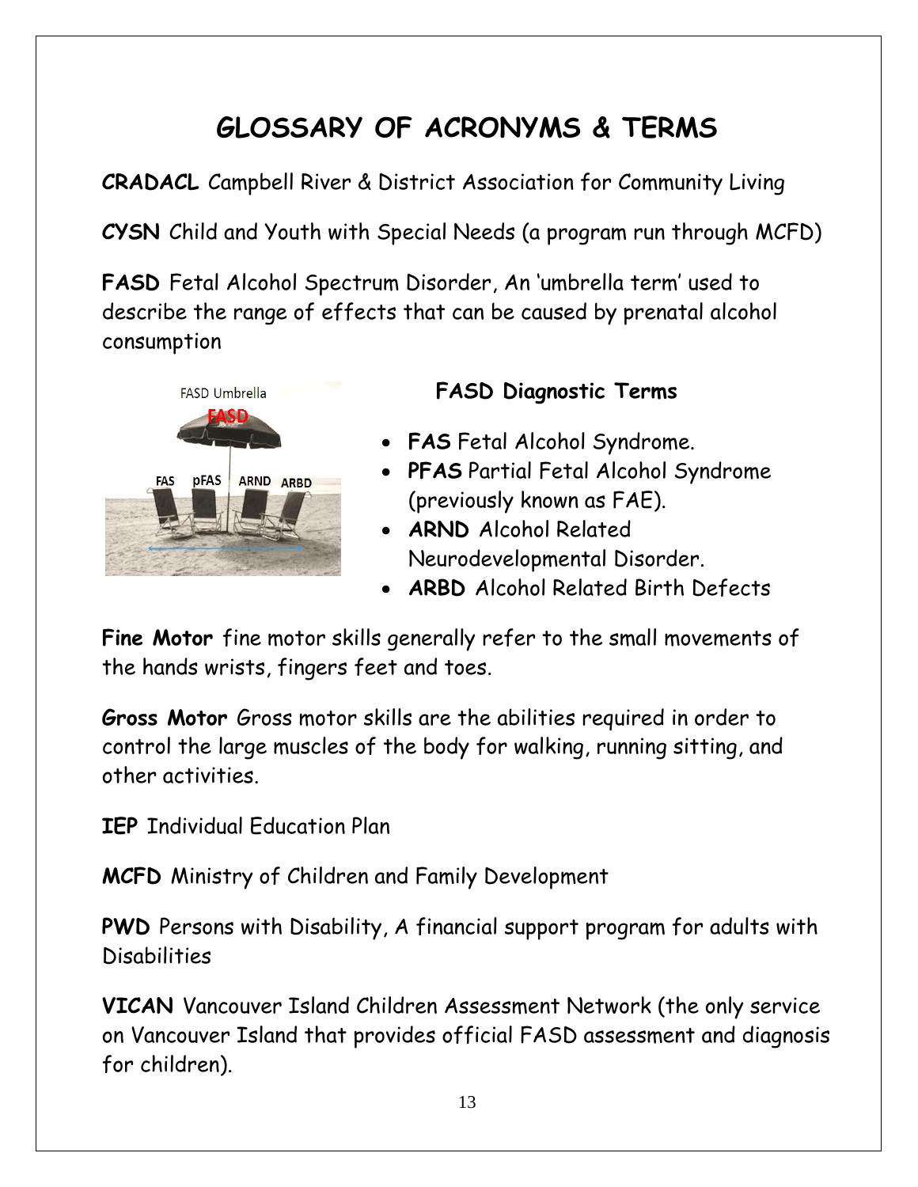# GLOSSARY OF ACRONYMS & TERMS

**CRADACL** Campbell River & District Association for Community Living

**CYSN** Child and Youth with Special Needs (a program run through MCFD)

**FASD** Fetal Alcohol Spectrum Disorder, An 'umbrella term' used to describe the range of effects that can be caused by prenatal alcohol consumption

### FASD Diagnostic Terms

- **FAS** Fetal Alcohol Syndrome.
- **PFAS** Partial Fetal Alcohol Syndrome (previously known as FAE).
- **ARND** Alcohol Related Neurodevelopmental Disorder.
- **ARBD** Alcohol Related Birth Defects

**Fine Motor** fine motor skills generally refer to the small movements of the hands wrists, fingers feet and toes.

**Gross Motor** Gross motor skills are the abilities required in order to control the large muscles of the body for walking, running sitting, and other activities.

**IEP** Individual Education Plan

**MCFD** Ministry of Children and Family Development

**PWD** Persons with Disability, A financial support program for adults with Disabilities

**VICAN** Vancouver Island Children Assessment Network (the only service on Vancouver Island that provides official FASD assessment and diagnosis for children).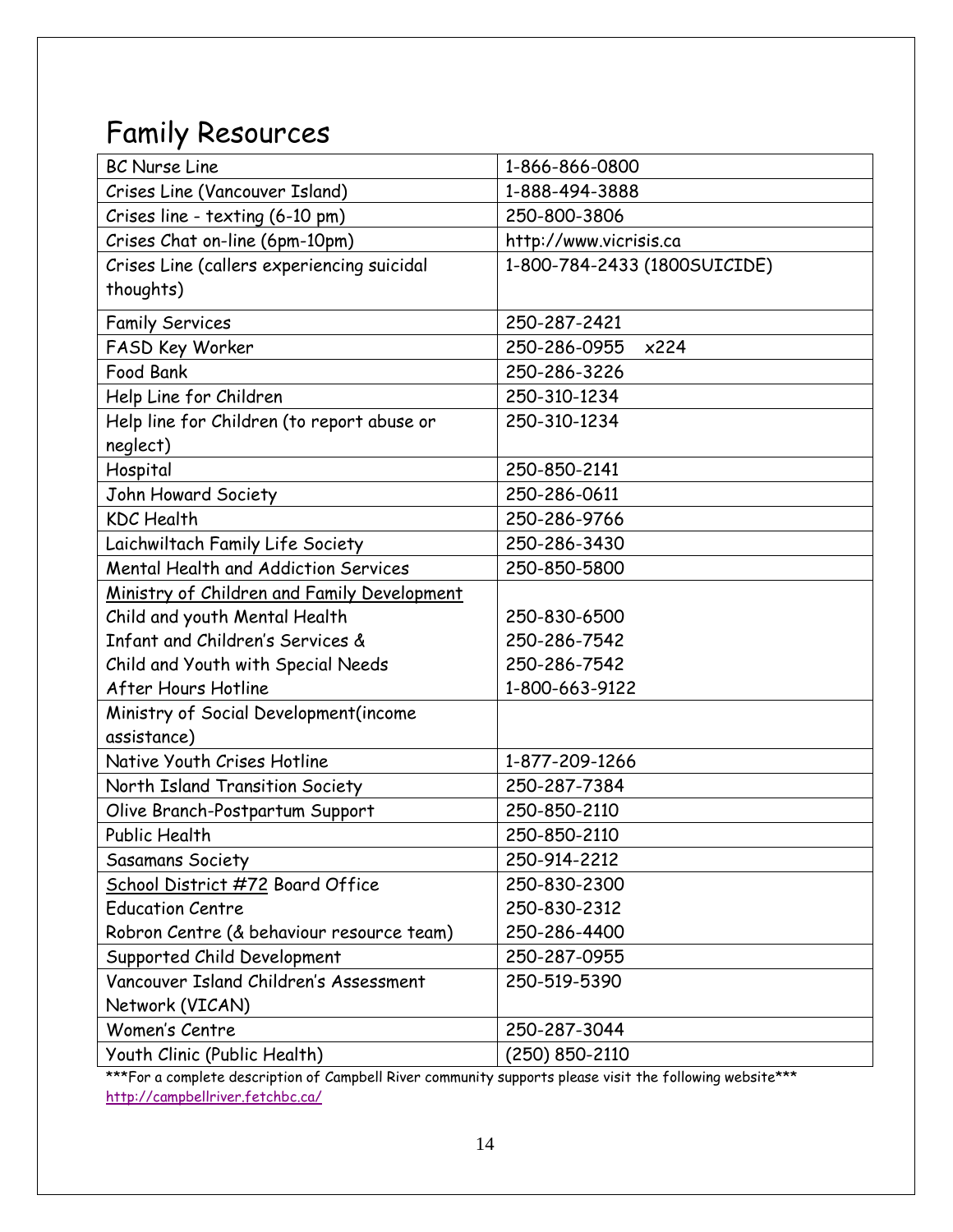# Family Resources

| | |
|---|---|
| BC Nurse Line | 1-866-866-0800 |
| Crises Line (Vancouver Island) | 1-888-494-3888 |
| Crises line - texting (6-10 pm) | 250-800-3806 |
| Crises Chat on-line (6pm-10pm) | http://www.vicrisis.ca |
| Crises Line (callers experiencing suicidal thoughts) | 1-800-784-2433 (1800SUICIDE) |
| Family Services | 250-287-2421 |
| FASD Key Worker | 250-286-0955 x224 |
| Food Bank | 250-286-3226 |
| Help Line for Children | 250-310-1234 |
| Help line for Children (to report abuse or neglect) | 250-310-1234 |
| Hospital | 250-850-2141 |
| John Howard Society | 250-286-0611 |
| KDC Health | 250-286-9766 |
| Laichwiltach Family Life Society | 250-286-3430 |
| Mental Health and Addiction Services | 250-850-5800 |
| Ministry of Children and Family Development<br>Child and youth Mental Health<br>Infant and Children's Services &<br>Child and Youth with Special Needs<br>After Hours Hotline | <br>250-830-6500<br>250-286-7542<br>250-286-7542<br>1-800-663-9122 |
| Ministry of Social Development(income assistance) | |
| Native Youth Crises Hotline | 1-877-209-1266 |
| North Island Transition Society | 250-287-7384 |
| Olive Branch-Postpartum Support | 250-850-2110 |
| Public Health | 250-850-2110 |
| Sasamans Society | 250-914-2212 |
| School District #72 Board Office<br>Education Centre<br>Robron Centre (& behaviour resource team) | 250-830-2300<br>250-830-2312<br>250-286-4400 |
| Supported Child Development | 250-287-0955 |
| Vancouver Island Children's Assessment Network (VICAN) | 250-519-5390 |
| Women's Centre | 250-287-3044 |
| Youth Clinic (Public Health) | (250) 850-2110 |

***For a complete description of Campbell River community supports please visit the following website***
http://campbellriver.fetchbc.ca/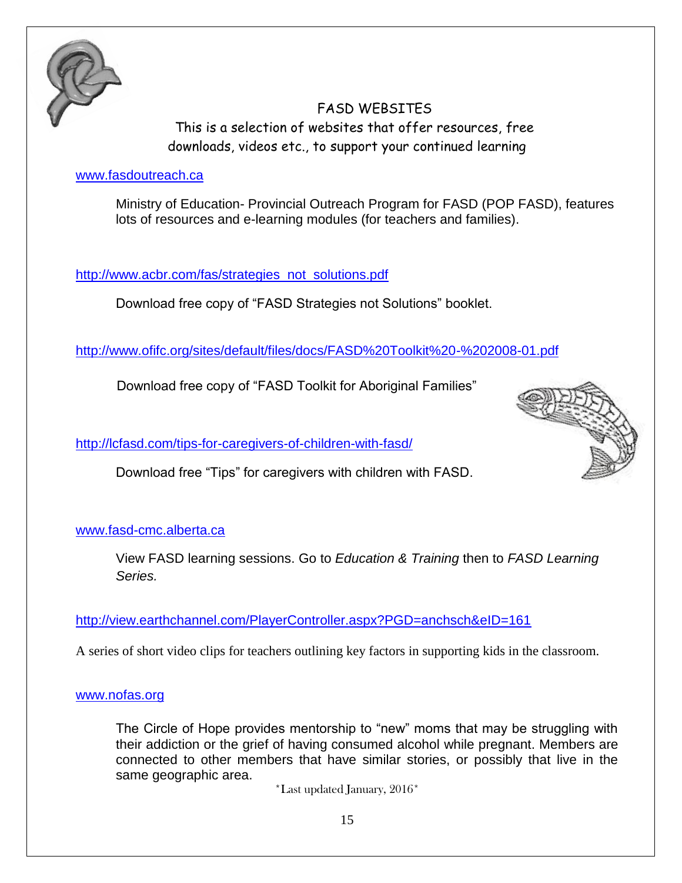# FASD WEBSITES

This is a selection of websites that offer resources, free downloads, videos etc., to support your continued learning

www.fasdoutreach.ca

Ministry of Education- Provincial Outreach Program for FASD (POP FASD), features lots of resources and e-learning modules (for teachers and families).

http://www.acbr.com/fas/strategies_not_solutions.pdf

Download free copy of “FASD Strategies not Solutions” booklet.

http://www.ofifc.org/sites/default/files/docs/FASD%20Toolkit%20-%202008-01.pdf

Download free copy of “FASD Toolkit for Aboriginal Families”

http://lcfasd.com/tips-for-caregivers-of-children-with-fasd/

Download free “Tips” for caregivers with children with FASD.

www.fasd-cmc.alberta.ca

View FASD learning sessions. Go to *Education & Training* then to *FASD Learning Series.*

http://view.earthchannel.com/PlayerController.aspx?PGD=anchsch&eID=161

A series of short video clips for teachers outlining key factors in supporting kids in the classroom.

www.nofas.org

The Circle of Hope provides mentorship to “new” moms that may be struggling with their addiction or the grief of having consumed alcohol while pregnant. Members are connected to other members that have similar stories, or possibly that live in the same geographic area.

*Last updated January, 2016*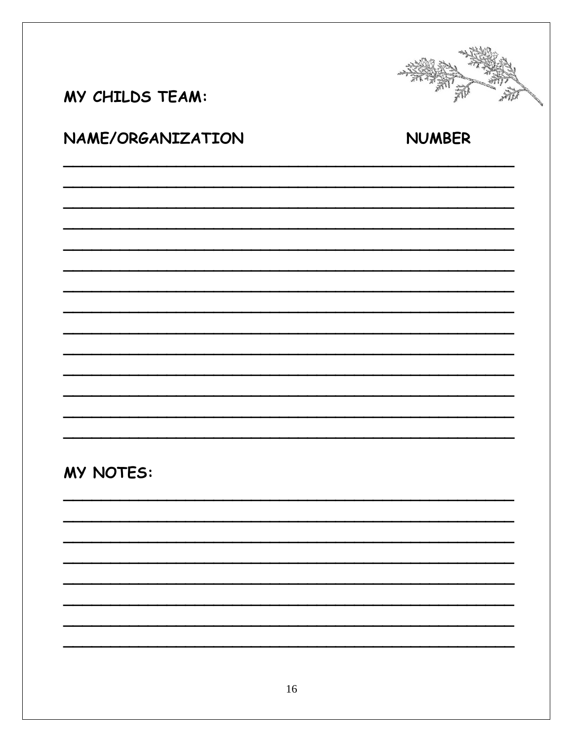## MY CHILDS TEAM:

**NAME/ORGANIZATION** **NUMBER**

______________________________________________

______________________________________________

______________________________________________

______________________________________________

______________________________________________

______________________________________________

______________________________________________

______________________________________________

______________________________________________

______________________________________________

______________________________________________

______________________________________________

______________________________________________

______________________________________________

## MY NOTES:

______________________________________________

______________________________________________

______________________________________________

______________________________________________

______________________________________________

______________________________________________

______________________________________________

______________________________________________